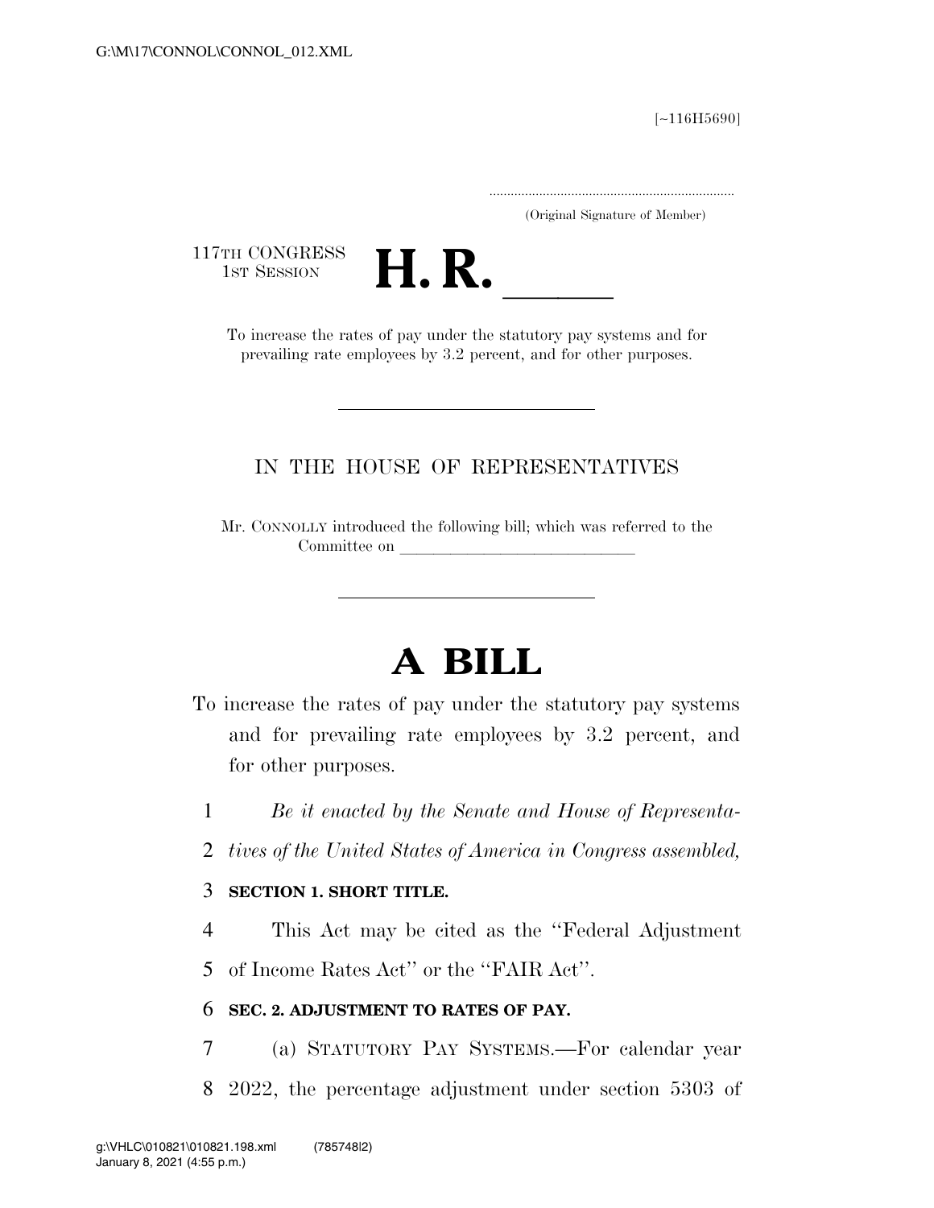[~116H5690]

(Original Signature of Member)

117TH CONGRESS
1ST SESSION

# H. R. \_\_\_\_\_

To increase the rates of pay under the statutory pay systems and for prevailing rate employees by 3.2 percent, and for other purposes.

IN THE HOUSE OF REPRESENTATIVES

Mr. CONNOLLY introduced the following bill; which was referred to the Committee on \_\_\_\_\_\_\_\_\_\_\_\_\_\_\_\_\_\_\_\_\_\_\_\_\_\_\_\_\_\_

# A BILL

To increase the rates of pay under the statutory pay systems and for prevailing rate employees by 3.2 percent, and for other purposes.

1 *Be it enacted by the Senate and House of Representa-*
2 *tives of the United States of America in Congress assembled,*

3 **SECTION 1. SHORT TITLE.**

4 This Act may be cited as the ''Federal Adjustment
5 of Income Rates Act'' or the ''FAIR Act''.

6 **SEC. 2. ADJUSTMENT TO RATES OF PAY.**

7 (a) STATUTORY PAY SYSTEMS.—For calendar year
8 2022, the percentage adjustment under section 5303 of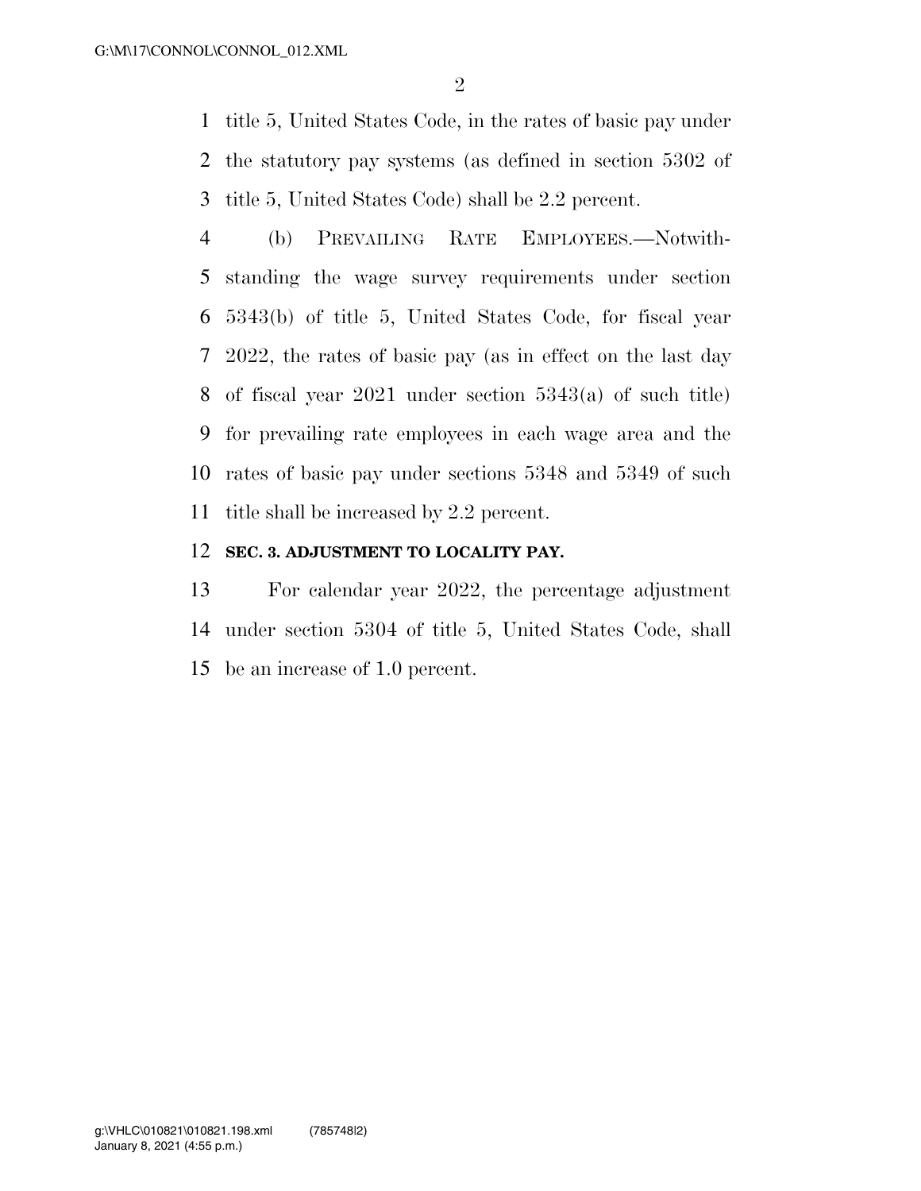title 5, United States Code, in the rates of basic pay under the statutory pay systems (as defined in section 5302 of title 5, United States Code) shall be 2.2 percent.

(b) PREVAILING RATE EMPLOYEES.—Notwithstanding the wage survey requirements under section 5343(b) of title 5, United States Code, for fiscal year 2022, the rates of basic pay (as in effect on the last day of fiscal year 2021 under section 5343(a) of such title) for prevailing rate employees in each wage area and the rates of basic pay under sections 5348 and 5349 of such title shall be increased by 2.2 percent.

**SEC. 3. ADJUSTMENT TO LOCALITY PAY.**

For calendar year 2022, the percentage adjustment under section 5304 of title 5, United States Code, shall be an increase of 1.0 percent.